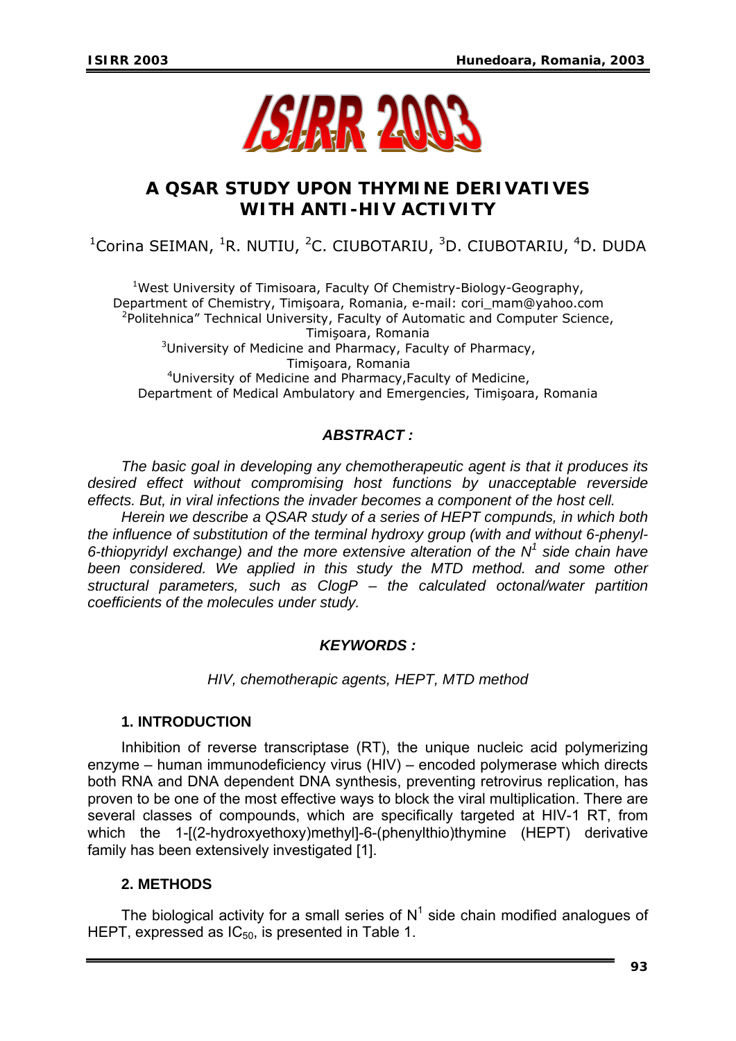# A QSAR STUDY UPON THYMINE DERIVATIVES WITH ANTI-HIV ACTIVITY

[1]Corina SEIMAN, [1]R. NUTIU, [2]C. CIUBOTARIU, [3]D. CIUBOTARIU, [4]D. DUDA

[1]West University of Timisoara, Faculty Of Chemistry-Biology-Geography, Department of Chemistry, Timişoara, Romania, e-mail: cori_mam@yahoo.com
[2]Politehnica" Technical University, Faculty of Automatic and Computer Science, Timişoara, Romania
[3]University of Medicine and Pharmacy, Faculty of Pharmacy, Timişoara, Romania
[4]University of Medicine and Pharmacy,Faculty of Medicine, Department of Medical Ambulatory and Emergencies, Timişoara, Romania

***ABSTRACT :***

*The basic goal in developing any chemotherapeutic agent is that it produces its desired effect without compromising host functions by unacceptable reverside effects. But, in viral infections the invader becomes a component of the host cell.*

*Herein we describe a QSAR study of a series of HEPT compunds, in which both the influence of substitution of the terminal hydroxy group (with and without 6-phenyl-6-thiopyridyl exchange) and the more extensive alteration of the $N^1$ side chain have been considered. We applied in this study the MTD method. and some other structural parameters, such as ClogP – the calculated octonal/water partition coefficients of the molecules under study.*

***KEYWORDS :***

*HIV, chemotherapic agents, HEPT, MTD method*

## 1. INTRODUCTION

Inhibition of reverse transcriptase (RT), the unique nucleic acid polymerizing enzyme – human immunodeficiency virus (HIV) – encoded polymerase which directs both RNA and DNA dependent DNA synthesis, preventing retrovirus replication, has proven to be one of the most effective ways to block the viral multiplication. There are several classes of compounds, which are specifically targeted at HIV-1 RT, from which the 1-[(2-hydroxyethoxy)methyl]-6-(phenylthio)thymine (HEPT) derivative family has been extensively investigated [1].

## 2. METHODS

The biological activity for a small series of $N^1$ side chain modified analogues of HEPT, expressed as $IC_{50}$, is presented in Table 1.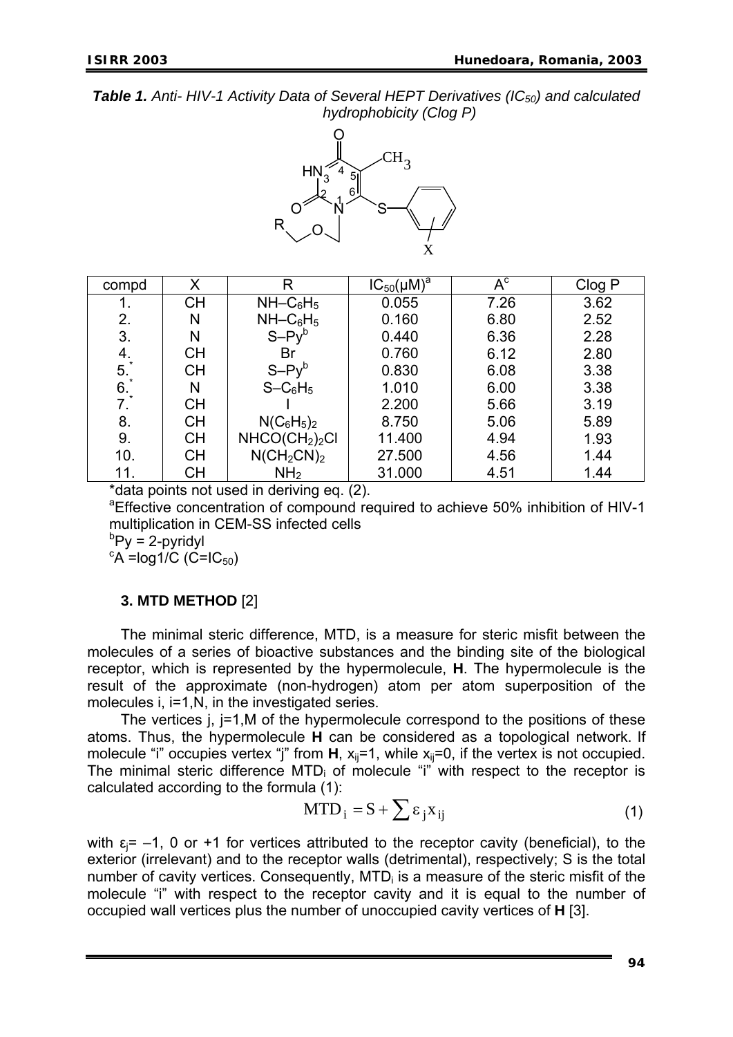***Table 1.** Anti- HIV-1 Activity Data of Several HEPT Derivatives ($IC_{50}$) and calculated hydrophobicity (Clog P)*

| compd | X | R | $IC_{50}$(μM)[a] | A[c] | Clog P |
|---|---|---|---|---|---|
| 1. | CH | $NH–C_6H_5$ | 0.055 | 7.26 | 3.62 |
| 2. | N | $NH–C_6H_5$ | 0.160 | 6.80 | 2.52 |
| 3. | N | S–Py[b] | 0.440 | 6.36 | 2.28 |
| 4. | CH | Br | 0.760 | 6.12 | 2.80 |
| 5.* | CH | S–Py[b] | 0.830 | 6.08 | 3.38 |
| 6.* | N | $S–C_6H_5$ | 1.010 | 6.00 | 3.38 |
| 7.* | CH | I | 2.200 | 5.66 | 3.19 |
| 8. | CH | $N(C_6H_5)_2$ | 8.750 | 5.06 | 5.89 |
| 9. | CH | $NHCO(CH_2)_2Cl$ | 11.400 | 4.94 | 1.93 |
| 10. | CH | $N(CH_2CN)_2$ | 27.500 | 4.56 | 1.44 |
| 11. | CH | $NH_2$ | 31.000 | 4.51 | 1.44 |

*data points not used in deriving eq. (2).

[a]Effective concentration of compound required to achieve 50% inhibition of HIV-1 multiplication in CEM-SS infected cells

[b]Py = 2-pyridyl

[c]A =log1/C (C=$IC_{50}$)

### 3. MTD METHOD [2]

The minimal steric difference, MTD, is a measure for steric misfit between the molecules of a series of bioactive substances and the binding site of the biological receptor, which is represented by the hypermolecule, **H**. The hypermolecule is the result of the approximate (non-hydrogen) atom per atom superposition of the molecules i, i=1,N, in the investigated series.

The vertices j, j=1,M of the hypermolecule correspond to the positions of these atoms. Thus, the hypermolecule **H** can be considered as a topological network. If molecule "i" occupies vertex "j" from **H**, $x_{ij}$=1, while $x_{ij}$=0, if the vertex is not occupied. The minimal steric difference $MTD_i$ of molecule "i" with respect to the receptor is calculated according to the formula (1):

$$MTD_i = S + \sum \varepsilon_j x_{ij} \quad (1)$$

with $\varepsilon_j$= –1, 0 or +1 for vertices attributed to the receptor cavity (beneficial), to the exterior (irrelevant) and to the receptor walls (detrimental), respectively; S is the total number of cavity vertices. Consequently, $MTD_i$ is a measure of the steric misfit of the molecule "i" with respect to the receptor cavity and it is equal to the number of occupied wall vertices plus the number of unoccupied cavity vertices of **H** [3].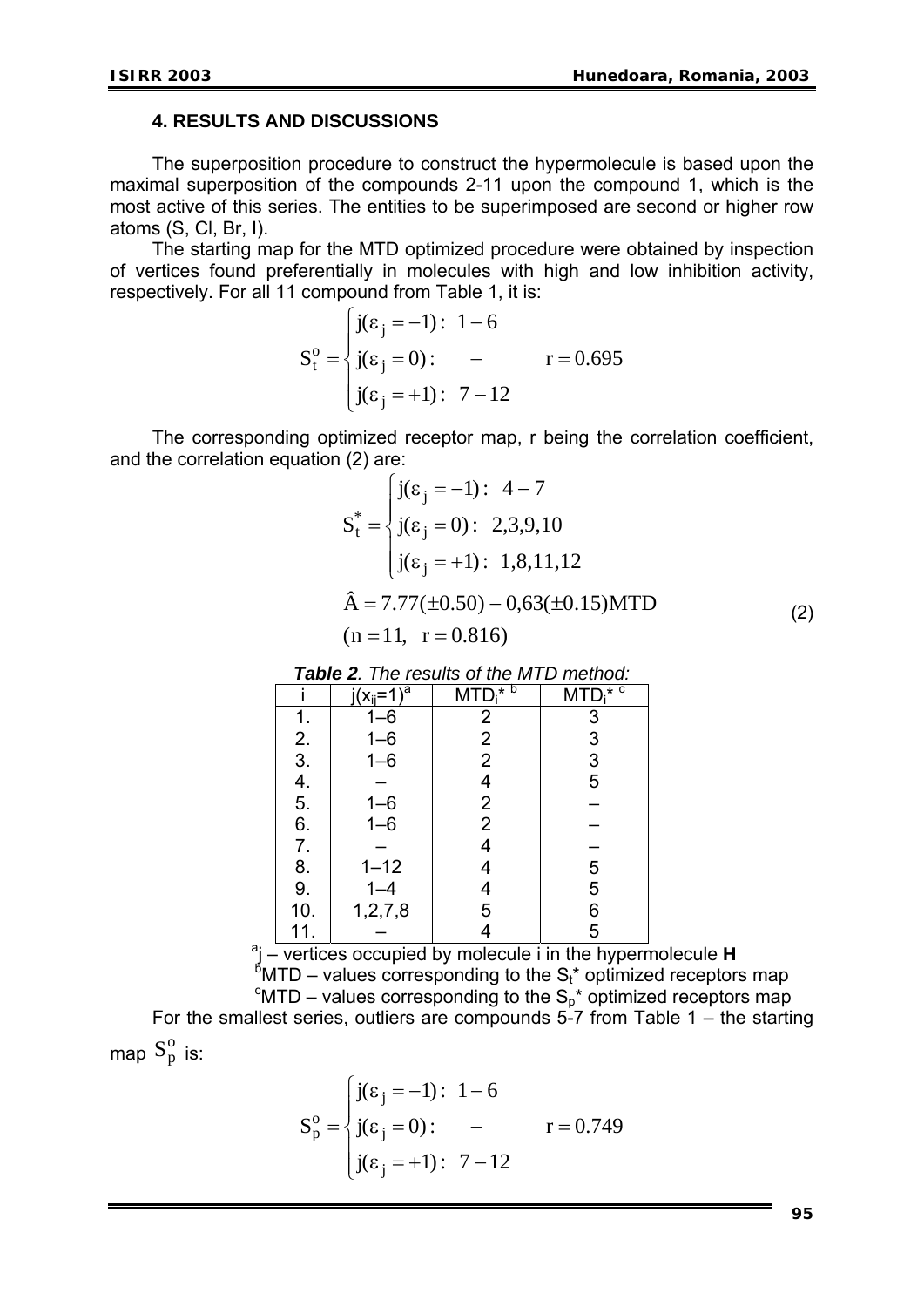## 4. RESULTS AND DISCUSSIONS

The superposition procedure to construct the hypermolecule is based upon the maximal superposition of the compounds 2-11 upon the compound 1, which is the most active of this series. The entities to be superimposed are second or higher row atoms (S, Cl, Br, I).

The starting map for the MTD optimized procedure were obtained by inspection of vertices found preferentially in molecules with high and low inhibition activity, respectively. For all 11 compound from Table 1, it is:

$$S_t^o = \begin{cases} j(\varepsilon_j = -1): \; 1-6 \\ j(\varepsilon_j = 0): \quad - \\ j(\varepsilon_j = +1): \; 7-12 \end{cases} \qquad r = 0.695$$

The corresponding optimized receptor map, r being the correlation coefficient, and the correlation equation (2) are:

$$S_t^* = \begin{cases} j(\varepsilon_j = -1): \; 4-7 \\ j(\varepsilon_j = 0): \; 2,3,9,10 \\ j(\varepsilon_j = +1): \; 1,8,11,12 \end{cases}$$

$$\hat{A} = 7.77(\pm 0.50) - 0,63(\pm 0.15)\text{MTD} \qquad (2)$$

$$(n = 11, \quad r = 0.816)$$

***Table 2**. The results of the MTD method:*

| i | $j(x_{ij}=1)^a$ | $MTD_i^{*\,b}$ | $MTD_i^{*\,c}$ |
|---|---|---|---|
| 1. | 1–6 | 2 | 3 |
| 2. | 1–6 | 2 | 3 |
| 3. | 1–6 | 2 | 3 |
| 4. | – | 4 | 5 |
| 5. | 1–6 | 2 | – |
| 6. | 1–6 | 2 | – |
| 7. | – | 4 | – |
| 8. | 1–12 | 4 | 5 |
| 9. | 1–4 | 4 | 5 |
| 10. | 1,2,7,8 | 5 | 6 |
| 11. | – | 4 | 5 |

[a]j – vertices occupied by molecule i in the hypermolecule **H**

[b]MTD – values corresponding to the $S_t^*$ optimized receptors map

[c]MTD – values corresponding to the $S_p^*$ optimized receptors map

For the smallest series, outliers are compounds 5-7 from Table 1 – the starting map $S_p^o$ is:

$$S_p^o = \begin{cases} j(\varepsilon_j = -1): \; 1-6 \\ j(\varepsilon_j = 0): \quad - \\ j(\varepsilon_j = +1): \; 7-12 \end{cases} \qquad r = 0.749$$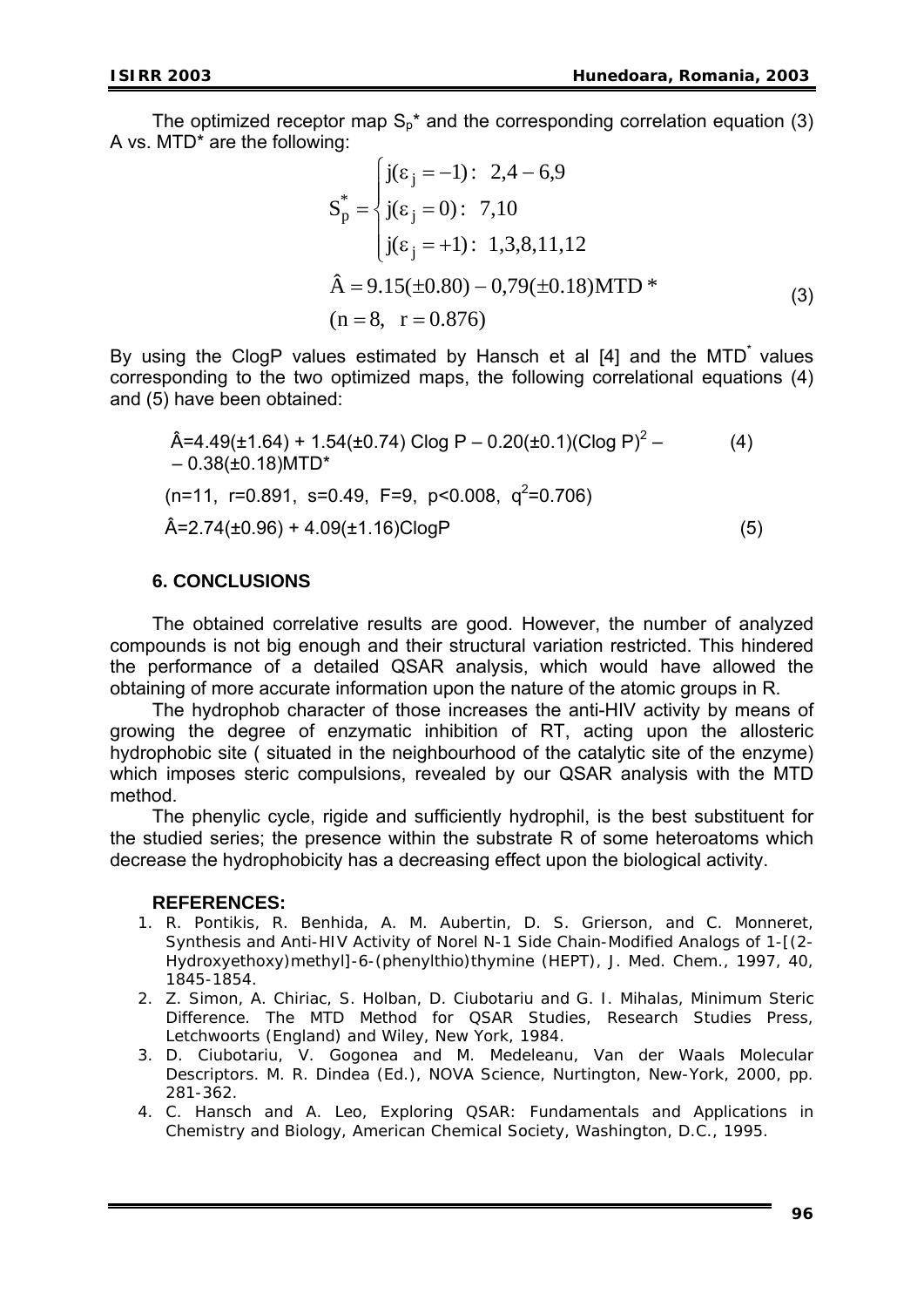The optimized receptor map $S_p^*$ and the corresponding correlation equation (3) A vs. MTD* are the following:

$$S_p^* = \begin{cases} j(\varepsilon_j = -1):\ 2{,}4-6{,}9 \\ j(\varepsilon_j = 0):\ 7{,}10 \\ j(\varepsilon_j = +1):\ 1{,}3{,}8{,}11{,}12 \end{cases}$$

$$\hat{A} = 9.15(\pm 0.80) - 0{,}79(\pm 0.18)\text{MTD}^* \qquad (3)$$
$$(n = 8,\ \ r = 0.876)$$

By using the ClogP values estimated by Hansch et al [4] and the $\text{MTD}^*$ values corresponding to the two optimized maps, the following correlational equations (4) and (5) have been obtained:

$$\hat{A} = 4.49(\pm 1.64) + 1.54(\pm 0.74)\ \text{Clog P} - 0.20(\pm 0.1)(\text{Clog P})^2 - 0.38(\pm 0.18)\text{MTD}^* \qquad (4)$$

$(n=11,\ r=0.891,\ s=0.49,\ F=9,\ p<0.008,\ q^2=0.706)$

$$\hat{A} = 2.74(\pm 0.96) + 4.09(\pm 1.16)\text{ClogP} \qquad (5)$$

## 6. CONCLUSIONS

The obtained correlative results are good. However, the number of analyzed compounds is not big enough and their structural variation restricted. This hindered the performance of a detailed QSAR analysis, which would have allowed the obtaining of more accurate information upon the nature of the atomic groups in R.

The hydrophob character of those increases the anti-HIV activity by means of growing the degree of enzymatic inhibition of RT, acting upon the allosteric hydrophobic site ( situated in the neighbourhood of the catalytic site of the enzyme) which imposes steric compulsions, revealed by our QSAR analysis with the MTD method.

The phenylic cycle, rigide and sufficiently hydrophil, is the best substituent for the studied series; the presence within the substrate R of some heteroatoms which decrease the hydrophobicity has a decreasing effect upon the biological activity.

### REFERENCES:

1. R. Pontikis, R. Benhida, A. M. Aubertin, D. S. Grierson, and C. Monneret, Synthesis and Anti-HIV Activity of Norel N-1 Side Chain-Modified Analogs of 1-[(2-Hydroxyethoxy)methyl]-6-(phenylthio)thymine (HEPT), J. Med. Chem., 1997, 40, 1845-1854.
2. Z. Simon, A. Chiriac, S. Holban, D. Ciubotariu and G. I. Mihalas, Minimum Steric Difference. The MTD Method for QSAR Studies, Research Studies Press, Letchwoorts (England) and Wiley, New York, 1984.
3. D. Ciubotariu, V. Gogonea and M. Medeleanu, Van der Waals Molecular Descriptors. M. R. Dindea (Ed.), NOVA Science, Nurtington, New-York, 2000, pp. 281-362.
4. C. Hansch and A. Leo, Exploring QSAR: Fundamentals and Applications in Chemistry and Biology, American Chemical Society, Washington, D.C., 1995.